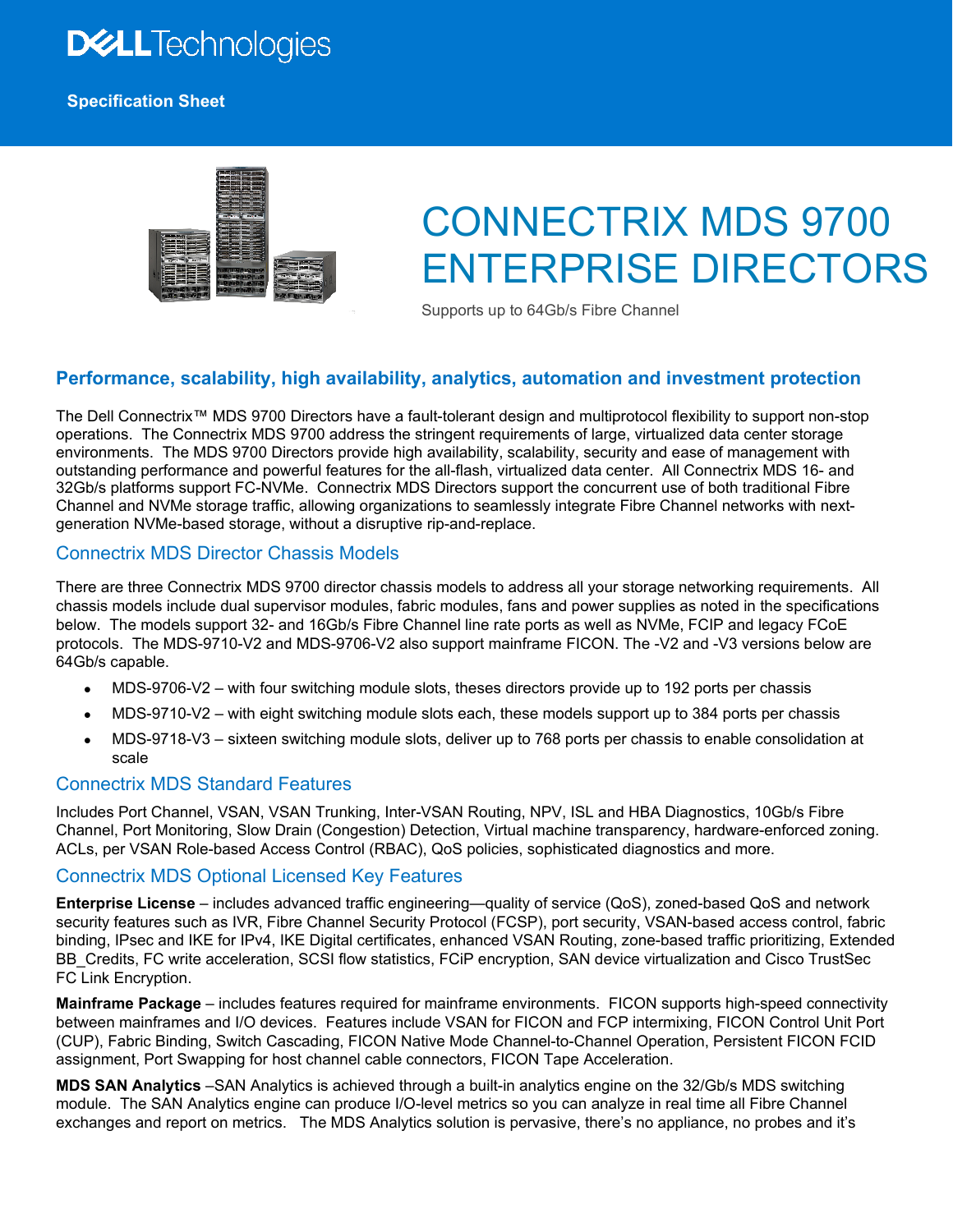Specification Sheet

# CONNECTRIX MDS 9700 ENTERPRISE DIRECTORS

Supports up to 64Gb/s Fibre Channel

## Performance, scalability, high availability, analytics, automation and investment protection

The Dell Connectrix™ MDS 9700 Directors have a fault-tolerant design and multiprotocol flexibility to support non-stop operations. The Connectrix MDS 9700 address the stringent requirements of large, virtualized data center storage environments. The MDS 9700 Directors provide high availability, scalability, security and ease of management with outstanding performance and powerful features for the all-flash, virtualized data center. All Connectrix MDS 16- and 32Gb/s platforms support FC-NVMe. Connectrix MDS Directors support the concurrent use of both traditional Fibre Channel and NVMe storage traffic, allowing organizations to seamlessly integrate Fibre Channel networks with next-generation NVMe-based storage, without a disruptive rip-and-replace.

### Connectrix MDS Director Chassis Models

There are three Connectrix MDS 9700 director chassis models to address all your storage networking requirements. All chassis models include dual supervisor modules, fabric modules, fans and power supplies as noted in the specifications below. The models support 32- and 16Gb/s Fibre Channel line rate ports as well as NVMe, FCIP and legacy FCoE protocols. The MDS-9710-V2 and MDS-9706-V2 also support mainframe FICON. The -V2 and -V3 versions below are 64Gb/s capable.

- MDS-9706-V2 – with four switching module slots, theses directors provide up to 192 ports per chassis
- MDS-9710-V2 – with eight switching module slots each, these models support up to 384 ports per chassis
- MDS-9718-V3 – sixteen switching module slots, deliver up to 768 ports per chassis to enable consolidation at scale

### Connectrix MDS Standard Features

Includes Port Channel, VSAN, VSAN Trunking, Inter-VSAN Routing, NPV, ISL and HBA Diagnostics, 10Gb/s Fibre Channel, Port Monitoring, Slow Drain (Congestion) Detection, Virtual machine transparency, hardware-enforced zoning. ACLs, per VSAN Role-based Access Control (RBAC), QoS policies, sophisticated diagnostics and more.

### Connectrix MDS Optional Licensed Key Features

**Enterprise License** – includes advanced traffic engineering—quality of service (QoS), zoned-based QoS and network security features such as IVR, Fibre Channel Security Protocol (FCSP), port security, VSAN-based access control, fabric binding, IPsec and IKE for IPv4, IKE Digital certificates, enhanced VSAN Routing, zone-based traffic prioritizing, Extended BB_Credits, FC write acceleration, SCSI flow statistics, FCiP encryption, SAN device virtualization and Cisco TrustSec FC Link Encryption.

**Mainframe Package** – includes features required for mainframe environments. FICON supports high-speed connectivity between mainframes and I/O devices. Features include VSAN for FICON and FCP intermixing, FICON Control Unit Port (CUP), Fabric Binding, Switch Cascading, FICON Native Mode Channel-to-Channel Operation, Persistent FICON FCID assignment, Port Swapping for host channel cable connectors, FICON Tape Acceleration.

**MDS SAN Analytics** –SAN Analytics is achieved through a built-in analytics engine on the 32/Gb/s MDS switching module. The SAN Analytics engine can produce I/O-level metrics so you can analyze in real time all Fibre Channel exchanges and report on metrics. The MDS Analytics solution is pervasive, there's no appliance, no probes and it's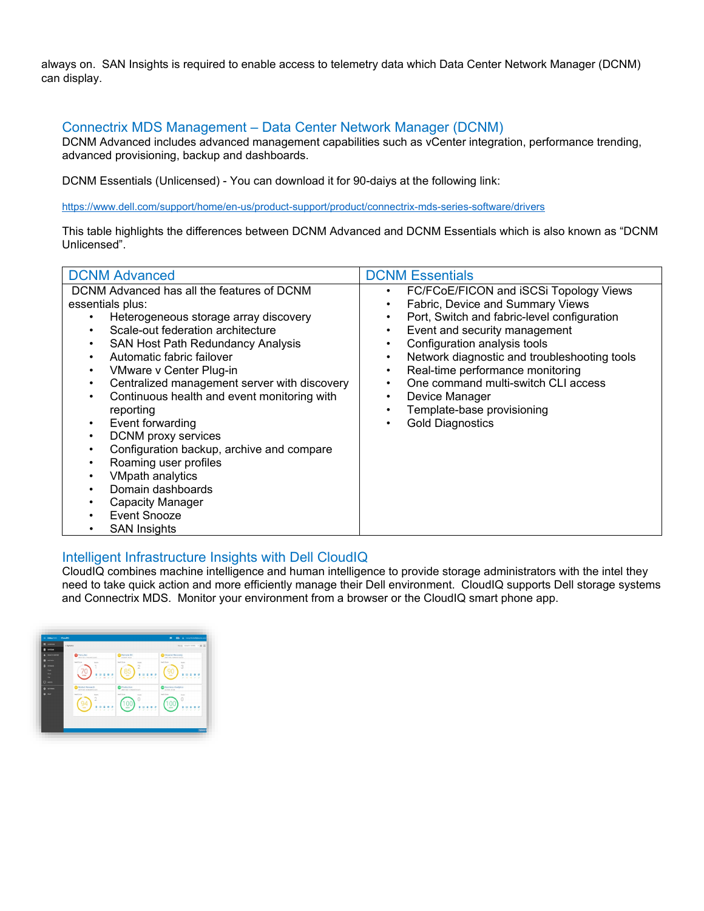always on.  SAN Insights is required to enable access to telemetry data which Data Center Network Manager (DCNM) can display.

## Connectrix MDS Management – Data Center Network Manager (DCNM)

DCNM Advanced includes advanced management capabilities such as vCenter integration, performance trending, advanced provisioning, backup and dashboards.

DCNM Essentials (Unlicensed) - You can download it for 90-daiys at the following link:

https://www.dell.com/support/home/en-us/product-support/product/connectrix-mds-series-software/drivers

This table highlights the differences between DCNM Advanced and DCNM Essentials which is also known as "DCNM Unlicensed".

| DCNM Advanced | DCNM Essentials |
| --- | --- |
| DCNM Advanced has all the features of DCNM essentials plus:<br>• Heterogeneous storage array discovery<br>• Scale-out federation architecture<br>• SAN Host Path Redundancy Analysis<br>• Automatic fabric failover<br>• VMware v Center Plug-in<br>• Centralized management server with discovery<br>• Continuous health and event monitoring with reporting<br>• Event forwarding<br>• DCNM proxy services<br>• Configuration backup, archive and compare<br>• Roaming user profiles<br>• VMpath analytics<br>• Domain dashboards<br>• Capacity Manager<br>• Event Snooze<br>• SAN Insights | • FC/FCoE/FICON and iSCSi Topology Views<br>• Fabric, Device and Summary Views<br>• Port, Switch and fabric-level configuration<br>• Event and security management<br>• Configuration analysis tools<br>• Network diagnostic and troubleshooting tools<br>• Real-time performance monitoring<br>• One command multi-switch CLI access<br>• Device Manager<br>• Template-base provisioning<br>• Gold Diagnostics |

## Intelligent Infrastructure Insights with Dell CloudIQ

CloudIQ combines machine intelligence and human intelligence to provide storage administrators with the intel they need to take quick action and more efficiently manage their Dell environment.  CloudIQ supports Dell storage systems and Connectrix MDS.  Monitor your environment from a browser or the CloudIQ smart phone app.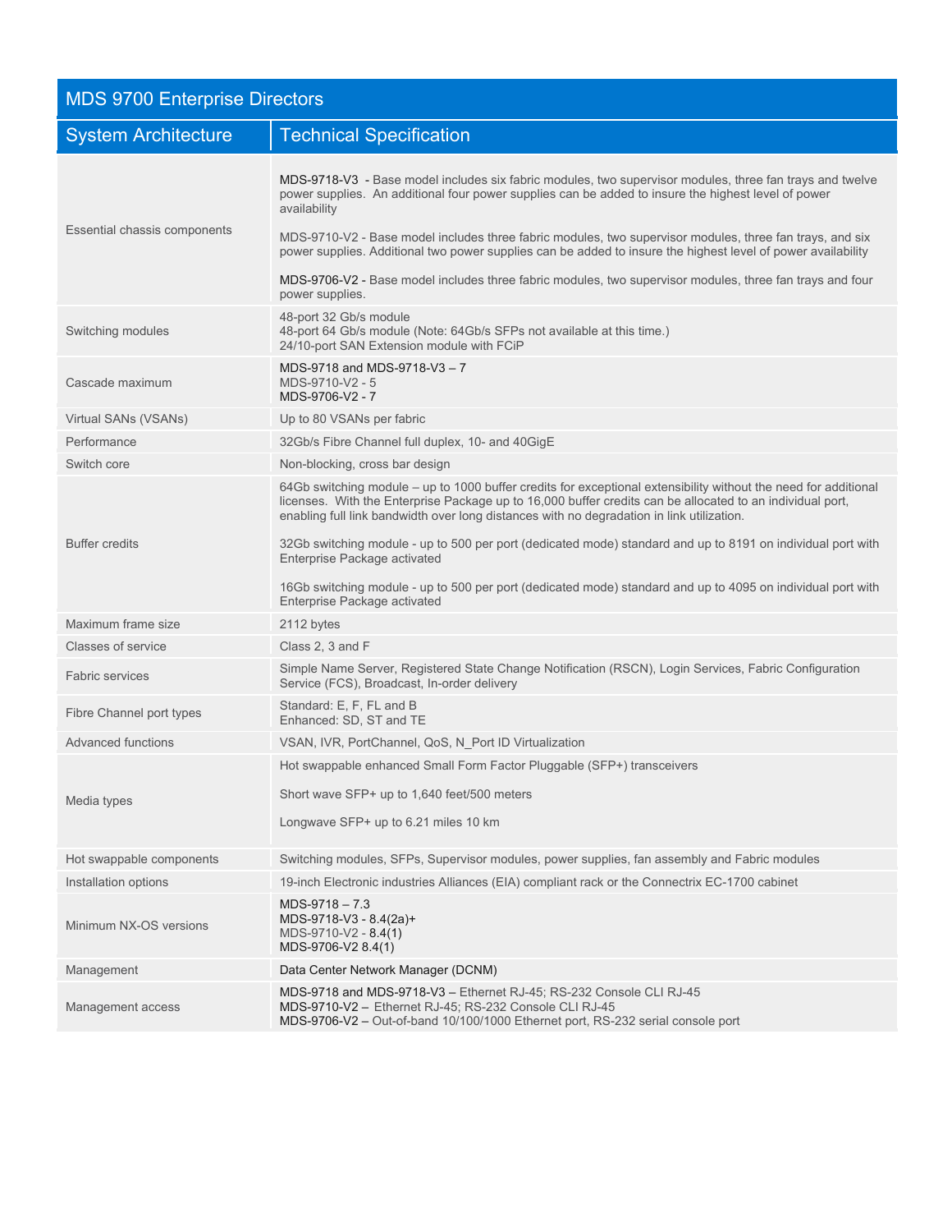| MDS 9700 Enterprise Directors | |
|---|---|
| **System Architecture** | **Technical Specification** |
| Essential chassis components | MDS-9718-V3 - Base model includes six fabric modules, two supervisor modules, three fan trays and twelve power supplies. An additional four power supplies can be added to insure the highest level of power availability<br><br>MDS-9710-V2 - Base model includes three fabric modules, two supervisor modules, three fan trays, and six power supplies. Additional two power supplies can be added to insure the highest level of power availability<br><br>MDS-9706-V2 - Base model includes three fabric modules, two supervisor modules, three fan trays and four power supplies. |
| Switching modules | 48-port 32 Gb/s module<br>48-port 64 Gb/s module (Note: 64Gb/s SFPs not available at this time.)<br>24/10-port SAN Extension module with FCiP |
| Cascade maximum | MDS-9718 and MDS-9718-V3 – 7<br>MDS-9710-V2 - 5<br>MDS-9706-V2 - 7 |
| Virtual SANs (VSANs) | Up to 80 VSANs per fabric |
| Performance | 32Gb/s Fibre Channel full duplex, 10- and 40GigE |
| Switch core | Non-blocking, cross bar design |
| Buffer credits | 64Gb switching module – up to 1000 buffer credits for exceptional extensibility without the need for additional licenses. With the Enterprise Package up to 16,000 buffer credits can be allocated to an individual port, enabling full link bandwidth over long distances with no degradation in link utilization.<br><br>32Gb switching module - up to 500 per port (dedicated mode) standard and up to 8191 on individual port with Enterprise Package activated<br><br>16Gb switching module - up to 500 per port (dedicated mode) standard and up to 4095 on individual port with Enterprise Package activated |
| Maximum frame size | 2112 bytes |
| Classes of service | Class 2, 3 and F |
| Fabric services | Simple Name Server, Registered State Change Notification (RSCN), Login Services, Fabric Configuration Service (FCS), Broadcast, In-order delivery |
| Fibre Channel port types | Standard: E, F, FL and B<br>Enhanced: SD, ST and TE |
| Advanced functions | VSAN, IVR, PortChannel, QoS, N_Port ID Virtualization |
| Media types | Hot swappable enhanced Small Form Factor Pluggable (SFP+) transceivers<br><br>Short wave SFP+ up to 1,640 feet/500 meters<br><br>Longwave SFP+ up to 6.21 miles 10 km |
| Hot swappable components | Switching modules, SFPs, Supervisor modules, power supplies, fan assembly and Fabric modules |
| Installation options | 19-inch Electronic industries Alliances (EIA) compliant rack or the Connectrix EC-1700 cabinet |
| Minimum NX-OS versions | MDS-9718 – 7.3<br>MDS-9718-V3 - 8.4(2a)+<br>MDS-9710-V2 - 8.4(1)<br>MDS-9706-V2 8.4(1) |
| Management | Data Center Network Manager (DCNM) |
| Management access | MDS-9718 and MDS-9718-V3 – Ethernet RJ-45; RS-232 Console CLI RJ-45<br>MDS-9710-V2 – Ethernet RJ-45; RS-232 Console CLI RJ-45<br>MDS-9706-V2 – Out-of-band 10/100/1000 Ethernet port, RS-232 serial console port |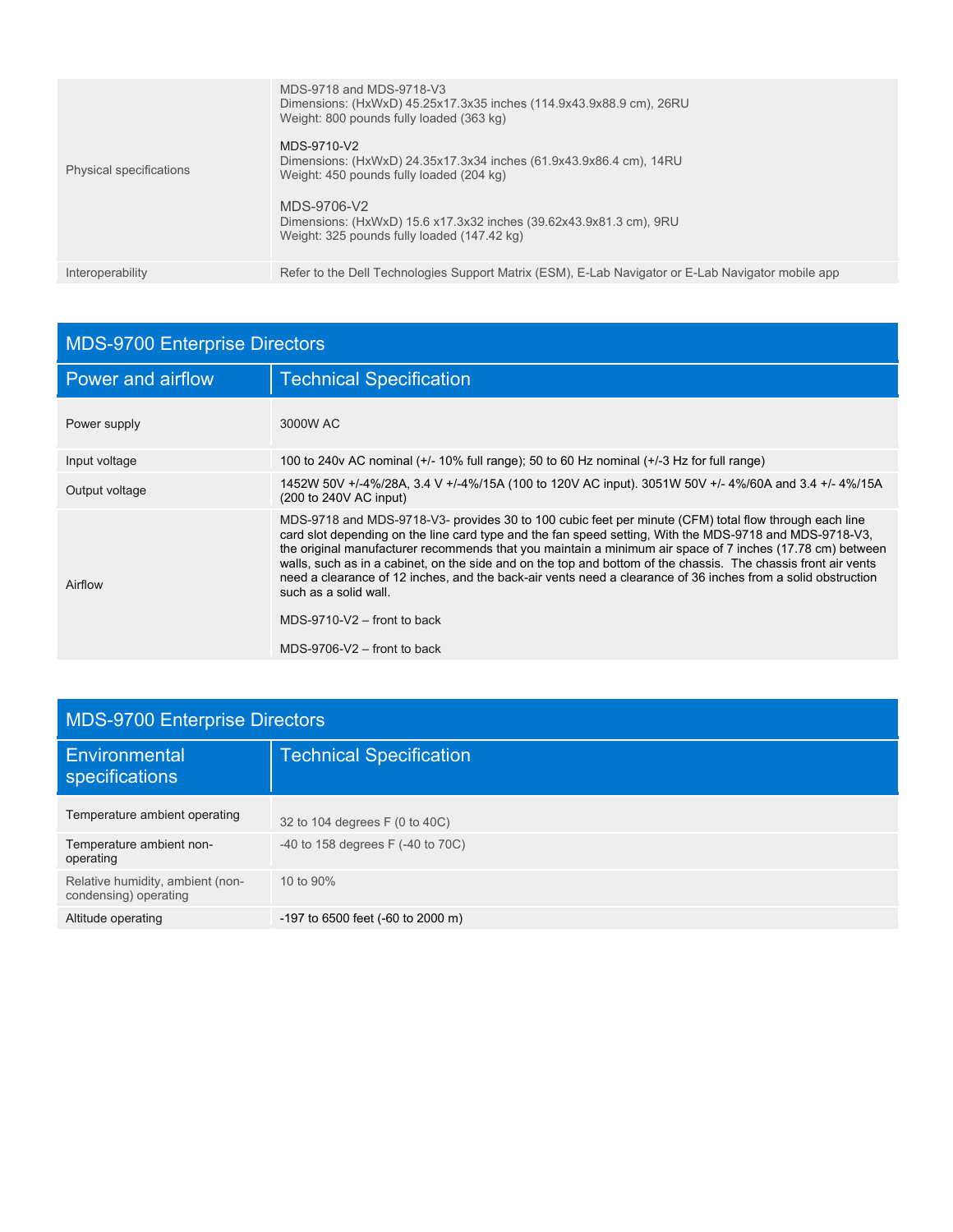| | |
|---|---|
| Physical specifications | MDS-9718 and MDS-9718-V3<br>Dimensions: (HxWxD) 45.25x17.3x35 inches (114.9x43.9x88.9 cm), 26RU<br>Weight: 800 pounds fully loaded (363 kg)<br><br>MDS-9710-V2<br>Dimensions: (HxWxD) 24.35x17.3x34 inches (61.9x43.9x86.4 cm), 14RU<br>Weight: 450 pounds fully loaded (204 kg)<br><br>MDS-9706-V2<br>Dimensions: (HxWxD) 15.6 x17.3x32 inches (39.62x43.9x81.3 cm), 9RU<br>Weight: 325 pounds fully loaded (147.42 kg) |
| Interoperability | Refer to the Dell Technologies Support Matrix (ESM), E-Lab Navigator or E-Lab Navigator mobile app |

## MDS-9700 Enterprise Directors

| Power and airflow | Technical Specification |
|---|---|
| Power supply | 3000W AC |
| Input voltage | 100 to 240v AC nominal (+/- 10% full range); 50 to 60 Hz nominal (+/-3 Hz for full range) |
| Output voltage | 1452W 50V +/-4%/28A, 3.4 V +/-4%/15A (100 to 120V AC input). 3051W 50V +/- 4%/60A and 3.4 +/- 4%/15A (200 to 240V AC input) |
| Airflow | MDS-9718 and MDS-9718-V3- provides 30 to 100 cubic feet per minute (CFM) total flow through each line card slot depending on the line card type and the fan speed setting, With the MDS-9718 and MDS-9718-V3, the original manufacturer recommends that you maintain a minimum air space of 7 inches (17.78 cm) between walls, such as in a cabinet, on the side and on the top and bottom of the chassis. The chassis front air vents need a clearance of 12 inches, and the back-air vents need a clearance of 36 inches from a solid obstruction such as a solid wall.<br><br>MDS-9710-V2 – front to back<br><br>MDS-9706-V2 – front to back |

## MDS-9700 Enterprise Directors

| Environmental specifications | Technical Specification |
|---|---|
| Temperature ambient operating | 32 to 104 degrees F (0 to 40C) |
| Temperature ambient non-operating | -40 to 158 degrees F (-40 to 70C) |
| Relative humidity, ambient (non-condensing) operating | 10 to 90% |
| Altitude operating | -197 to 6500 feet (-60 to 2000 m) |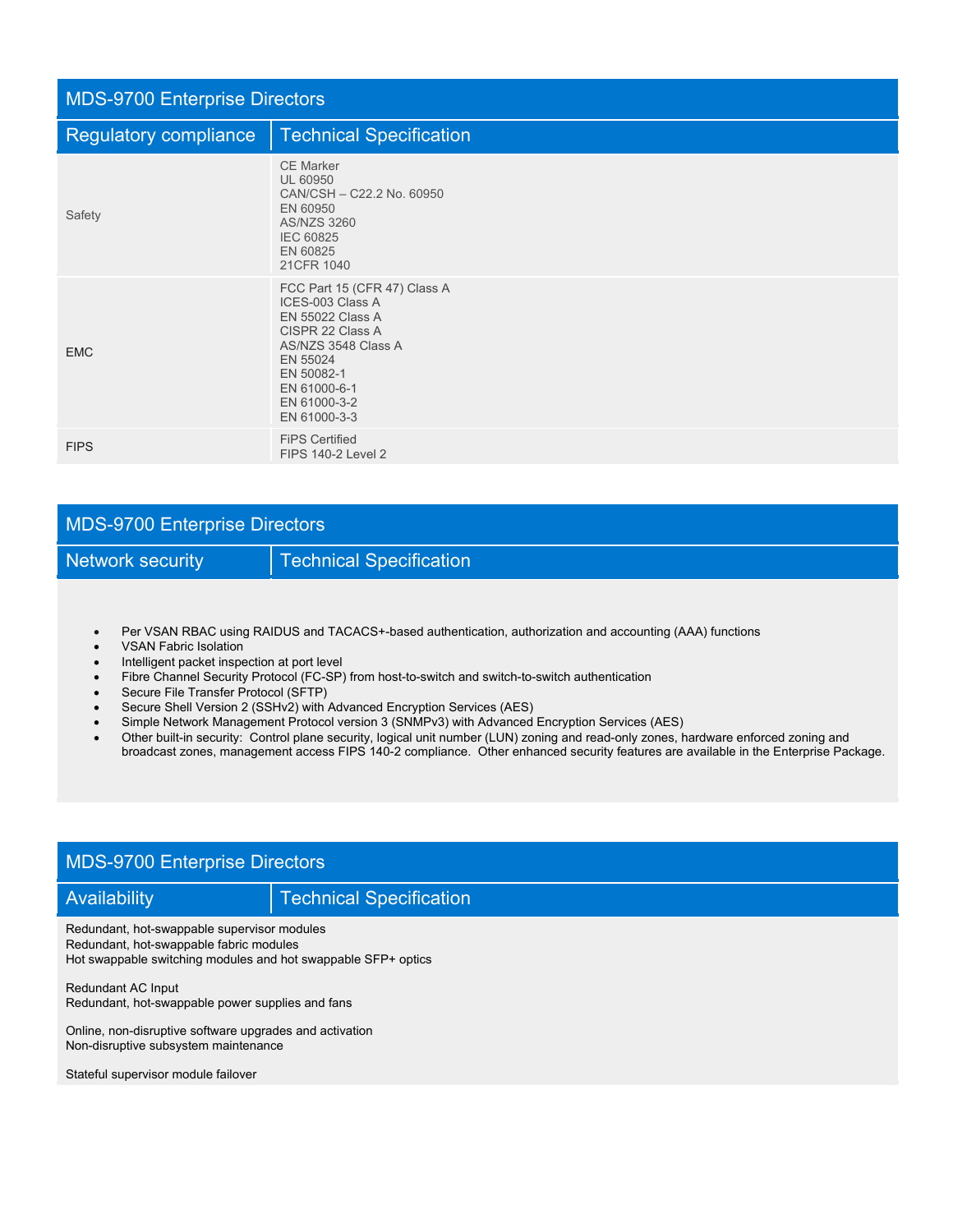## MDS-9700 Enterprise Directors

| Regulatory compliance | Technical Specification |
|---|---|
| Safety | CE Marker<br>UL 60950<br>CAN/CSH – C22.2 No. 60950<br>EN 60950<br>AS/NZS 3260<br>IEC 60825<br>EN 60825<br>21CFR 1040 |
| EMC | FCC Part 15 (CFR 47) Class A<br>ICES-003 Class A<br>EN 55022 Class A<br>CISPR 22 Class A<br>AS/NZS 3548 Class A<br>EN 55024<br>EN 50082-1<br>EN 61000-6-1<br>EN 61000-3-2<br>EN 61000-3-3 |
| FIPS | FiPS Certified<br>FIPS 140-2 Level 2 |

## MDS-9700 Enterprise Directors

| Network security | Technical Specification |
|---|---|

- Per VSAN RBAC using RAIDUS and TACACS+-based authentication, authorization and accounting (AAA) functions
- VSAN Fabric Isolation
- Intelligent packet inspection at port level
- Fibre Channel Security Protocol (FC-SP) from host-to-switch and switch-to-switch authentication
- Secure File Transfer Protocol (SFTP)
- Secure Shell Version 2 (SSHv2) with Advanced Encryption Services (AES)
- Simple Network Management Protocol version 3 (SNMPv3) with Advanced Encryption Services (AES)
- Other built-in security: Control plane security, logical unit number (LUN) zoning and read-only zones, hardware enforced zoning and broadcast zones, management access FIPS 140-2 compliance. Other enhanced security features are available in the Enterprise Package.

## MDS-9700 Enterprise Directors

| Availability | Technical Specification |
|---|---|

Redundant, hot-swappable supervisor modules
Redundant, hot-swappable fabric modules
Hot swappable switching modules and hot swappable SFP+ optics

Redundant AC Input
Redundant, hot-swappable power supplies and fans

Online, non-disruptive software upgrades and activation
Non-disruptive subsystem maintenance

Stateful supervisor module failover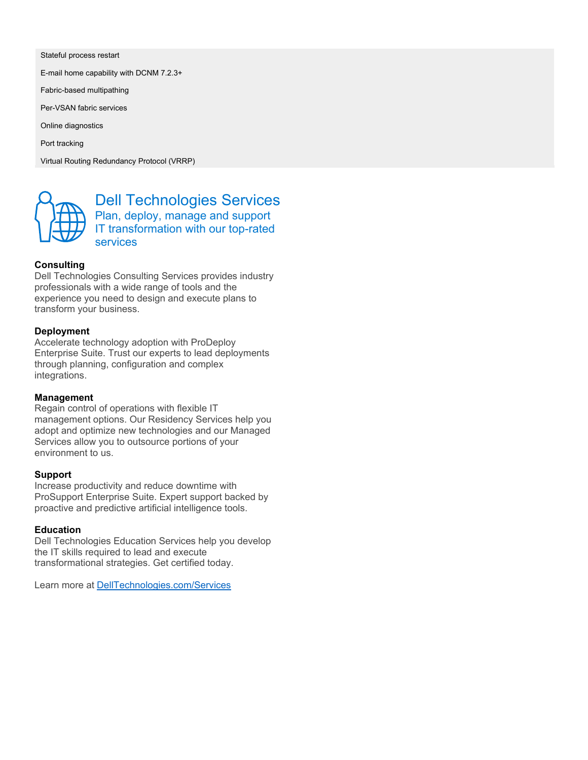Stateful process restart

E-mail home capability with DCNM 7.2.3+

Fabric-based multipathing

Per-VSAN fabric services

Online diagnostics

Port tracking

Virtual Routing Redundancy Protocol (VRRP)

## Dell Technologies Services

### Plan, deploy, manage and support IT transformation with our top-rated services

**Consulting**
Dell Technologies Consulting Services provides industry professionals with a wide range of tools and the experience you need to design and execute plans to transform your business.

**Deployment**
Accelerate technology adoption with ProDeploy Enterprise Suite. Trust our experts to lead deployments through planning, configuration and complex integrations.

**Management**
Regain control of operations with flexible IT management options. Our Residency Services help you adopt and optimize new technologies and our Managed Services allow you to outsource portions of your environment to us.

**Support**
Increase productivity and reduce downtime with ProSupport Enterprise Suite. Expert support backed by proactive and predictive artificial intelligence tools.

**Education**
Dell Technologies Education Services help you develop the IT skills required to lead and execute transformational strategies. Get certified today.

Learn more at [DellTechnologies.com/Services](DellTechnologies.com/Services)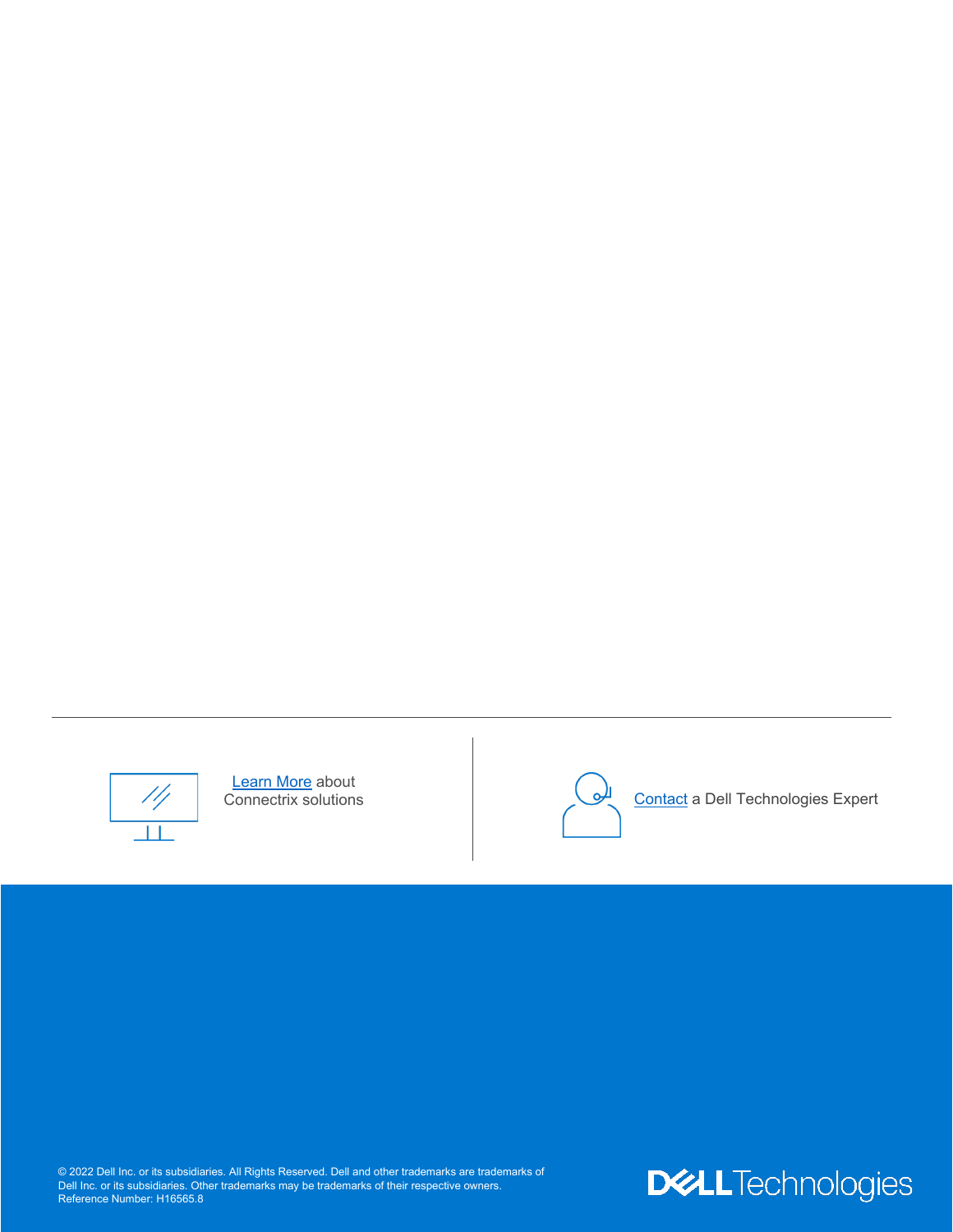Learn More about Connectrix solutions

Contact a Dell Technologies Expert

© 2022 Dell Inc. or its subsidiaries. All Rights Reserved. Dell and other trademarks are trademarks of Dell Inc. or its subsidiaries. Other trademarks may be trademarks of their respective owners.
Reference Number: H16565.8